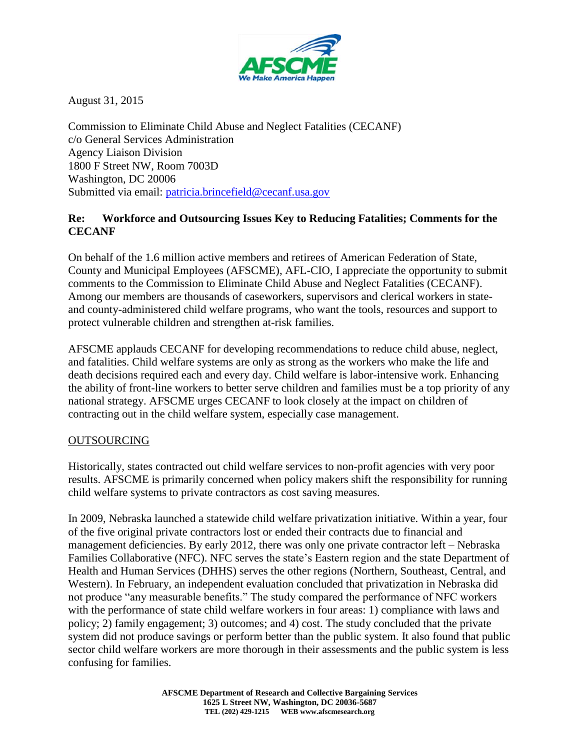August 31, 2015

Commission to Eliminate Child Abuse and Neglect Fatalities (CECANF)
c/o General Services Administration
Agency Liaison Division
1800 F Street NW, Room 7003D
Washington, DC 20006
Submitted via email: patricia.brincefield@cecanf.usa.gov

**Re: Workforce and Outsourcing Issues Key to Reducing Fatalities; Comments for the CECANF**

On behalf of the 1.6 million active members and retirees of American Federation of State, County and Municipal Employees (AFSCME), AFL-CIO, I appreciate the opportunity to submit comments to the Commission to Eliminate Child Abuse and Neglect Fatalities (CECANF). Among our members are thousands of caseworkers, supervisors and clerical workers in state- and county-administered child welfare programs, who want the tools, resources and support to protect vulnerable children and strengthen at-risk families.

AFSCME applauds CECANF for developing recommendations to reduce child abuse, neglect, and fatalities. Child welfare systems are only as strong as the workers who make the life and death decisions required each and every day. Child welfare is labor-intensive work. Enhancing the ability of front-line workers to better serve children and families must be a top priority of any national strategy. AFSCME urges CECANF to look closely at the impact on children of contracting out in the child welfare system, especially case management.

## OUTSOURCING

Historically, states contracted out child welfare services to non-profit agencies with very poor results. AFSCME is primarily concerned when policy makers shift the responsibility for running child welfare systems to private contractors as cost saving measures.

In 2009, Nebraska launched a statewide child welfare privatization initiative. Within a year, four of the five original private contractors lost or ended their contracts due to financial and management deficiencies. By early 2012, there was only one private contractor left – Nebraska Families Collaborative (NFC). NFC serves the state's Eastern region and the state Department of Health and Human Services (DHHS) serves the other regions (Northern, Southeast, Central, and Western). In February, an independent evaluation concluded that privatization in Nebraska did not produce "any measurable benefits." The study compared the performance of NFC workers with the performance of state child welfare workers in four areas: 1) compliance with laws and policy; 2) family engagement; 3) outcomes; and 4) cost. The study concluded that the private system did not produce savings or perform better than the public system. It also found that public sector child welfare workers are more thorough in their assessments and the public system is less confusing for families.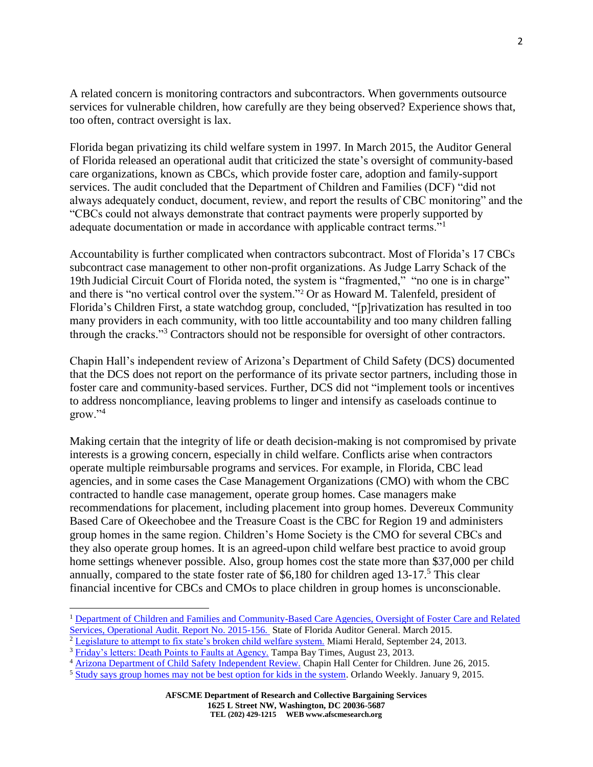A related concern is monitoring contractors and subcontractors. When governments outsource services for vulnerable children, how carefully are they being observed? Experience shows that, too often, contract oversight is lax.

Florida began privatizing its child welfare system in 1997. In March 2015, the Auditor General of Florida released an operational audit that criticized the state's oversight of community-based care organizations, known as CBCs, which provide foster care, adoption and family-support services. The audit concluded that the Department of Children and Families (DCF) "did not always adequately conduct, document, review, and report the results of CBC monitoring" and the "CBCs could not always demonstrate that contract payments were properly supported by adequate documentation or made in accordance with applicable contract terms."[1]

Accountability is further complicated when contractors subcontract. Most of Florida's 17 CBCs subcontract case management to other non-profit organizations. As Judge Larry Schack of the 19th Judicial Circuit Court of Florida noted, the system is "fragmented," "no one is in charge" and there is "no vertical control over the system."[2] Or as Howard M. Talenfeld, president of Florida's Children First, a state watchdog group, concluded, "[p]rivatization has resulted in too many providers in each community, with too little accountability and too many children falling through the cracks."[3] Contractors should not be responsible for oversight of other contractors.

Chapin Hall's independent review of Arizona's Department of Child Safety (DCS) documented that the DCS does not report on the performance of its private sector partners, including those in foster care and community-based services. Further, DCS did not "implement tools or incentives to address noncompliance, leaving problems to linger and intensify as caseloads continue to grow."[4]

Making certain that the integrity of life or death decision-making is not compromised by private interests is a growing concern, especially in child welfare. Conflicts arise when contractors operate multiple reimbursable programs and services. For example, in Florida, CBC lead agencies, and in some cases the Case Management Organizations (CMO) with whom the CBC contracted to handle case management, operate group homes. Case managers make recommendations for placement, including placement into group homes. Devereux Community Based Care of Okeechobee and the Treasure Coast is the CBC for Region 19 and administers group homes in the same region. Children's Home Society is the CMO for several CBCs and they also operate group homes. It is an agreed-upon child welfare best practice to avoid group home settings whenever possible. Also, group homes cost the state more than $37,000 per child annually, compared to the state foster rate of $6,180 for children aged 13-17.[5] This clear financial incentive for CBCs and CMOs to place children in group homes is unconscionable.

---

[1] Department of Children and Families and Community-Based Care Agencies, Oversight of Foster Care and Related Services, Operational Audit. Report No. 2015-156. State of Florida Auditor General. March 2015.

[2] Legislature to attempt to fix state's broken child welfare system. Miami Herald, September 24, 2013.

[3] Friday's letters: Death Points to Faults at Agency. Tampa Bay Times, August 23, 2013.

[4] Arizona Department of Child Safety Independent Review. Chapin Hall Center for Children. June 26, 2015.

[5] Study says group homes may not be best option for kids in the system. Orlando Weekly. January 9, 2015.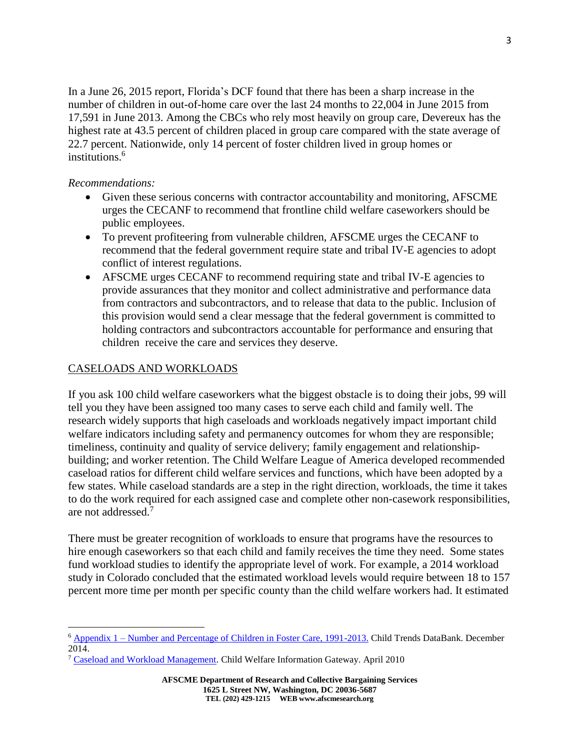In a June 26, 2015 report, Florida's DCF found that there has been a sharp increase in the number of children in out-of-home care over the last 24 months to 22,004 in June 2015 from 17,591 in June 2013. Among the CBCs who rely most heavily on group care, Devereux has the highest rate at 43.5 percent of children placed in group care compared with the state average of 22.7 percent. Nationwide, only 14 percent of foster children lived in group homes or institutions.[6]

*Recommendations:*

- Given these serious concerns with contractor accountability and monitoring, AFSCME urges the CECANF to recommend that frontline child welfare caseworkers should be public employees.
- To prevent profiteering from vulnerable children, AFSCME urges the CECANF to recommend that the federal government require state and tribal IV-E agencies to adopt conflict of interest regulations.
- AFSCME urges CECANF to recommend requiring state and tribal IV-E agencies to provide assurances that they monitor and collect administrative and performance data from contractors and subcontractors, and to release that data to the public. Inclusion of this provision would send a clear message that the federal government is committed to holding contractors and subcontractors accountable for performance and ensuring that children receive the care and services they deserve.

## CASELOADS AND WORKLOADS

If you ask 100 child welfare caseworkers what the biggest obstacle is to doing their jobs, 99 will tell you they have been assigned too many cases to serve each child and family well. The research widely supports that high caseloads and workloads negatively impact important child welfare indicators including safety and permanency outcomes for whom they are responsible; timeliness, continuity and quality of service delivery; family engagement and relationship-building; and worker retention. The Child Welfare League of America developed recommended caseload ratios for different child welfare services and functions, which have been adopted by a few states. While caseload standards are a step in the right direction, workloads, the time it takes to do the work required for each assigned case and complete other non-casework responsibilities, are not addressed.[7]

There must be greater recognition of workloads to ensure that programs have the resources to hire enough caseworkers so that each child and family receives the time they need. Some states fund workload studies to identify the appropriate level of work. For example, a 2014 workload study in Colorado concluded that the estimated workload levels would require between 18 to 157 percent more time per month per specific county than the child welfare workers had. It estimated

---

[6] Appendix 1 – Number and Percentage of Children in Foster Care, 1991-2013. Child Trends DataBank. December 2014.

[7] Caseload and Workload Management. Child Welfare Information Gateway. April 2010

**AFSCME Department of Research and Collective Bargaining Services**
**1625 L Street NW, Washington, DC 20036-5687**
**TEL (202) 429-1215 WEB www.afscmesearch.org**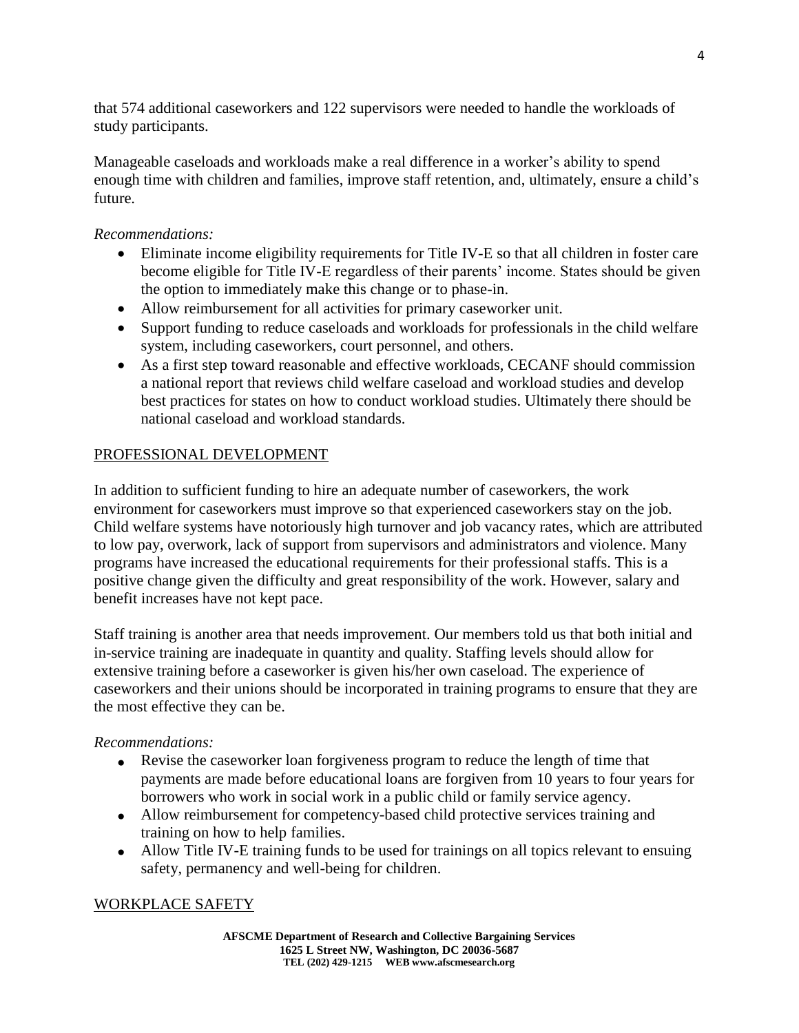that 574 additional caseworkers and 122 supervisors were needed to handle the workloads of study participants.

Manageable caseloads and workloads make a real difference in a worker's ability to spend enough time with children and families, improve staff retention, and, ultimately, ensure a child's future.

*Recommendations:*

- Eliminate income eligibility requirements for Title IV-E so that all children in foster care become eligible for Title IV-E regardless of their parents' income. States should be given the option to immediately make this change or to phase-in.
- Allow reimbursement for all activities for primary caseworker unit.
- Support funding to reduce caseloads and workloads for professionals in the child welfare system, including caseworkers, court personnel, and others.
- As a first step toward reasonable and effective workloads, CECANF should commission a national report that reviews child welfare caseload and workload studies and develop best practices for states on how to conduct workload studies. Ultimately there should be national caseload and workload standards.

## PROFESSIONAL DEVELOPMENT

In addition to sufficient funding to hire an adequate number of caseworkers, the work environment for caseworkers must improve so that experienced caseworkers stay on the job. Child welfare systems have notoriously high turnover and job vacancy rates, which are attributed to low pay, overwork, lack of support from supervisors and administrators and violence. Many programs have increased the educational requirements for their professional staffs. This is a positive change given the difficulty and great responsibility of the work. However, salary and benefit increases have not kept pace.

Staff training is another area that needs improvement. Our members told us that both initial and in-service training are inadequate in quantity and quality. Staffing levels should allow for extensive training before a caseworker is given his/her own caseload. The experience of caseworkers and their unions should be incorporated in training programs to ensure that they are the most effective they can be.

*Recommendations:*

- Revise the caseworker loan forgiveness program to reduce the length of time that payments are made before educational loans are forgiven from 10 years to four years for borrowers who work in social work in a public child or family service agency.
- Allow reimbursement for competency-based child protective services training and training on how to help families.
- Allow Title IV-E training funds to be used for trainings on all topics relevant to ensuing safety, permanency and well-being for children.

## WORKPLACE SAFETY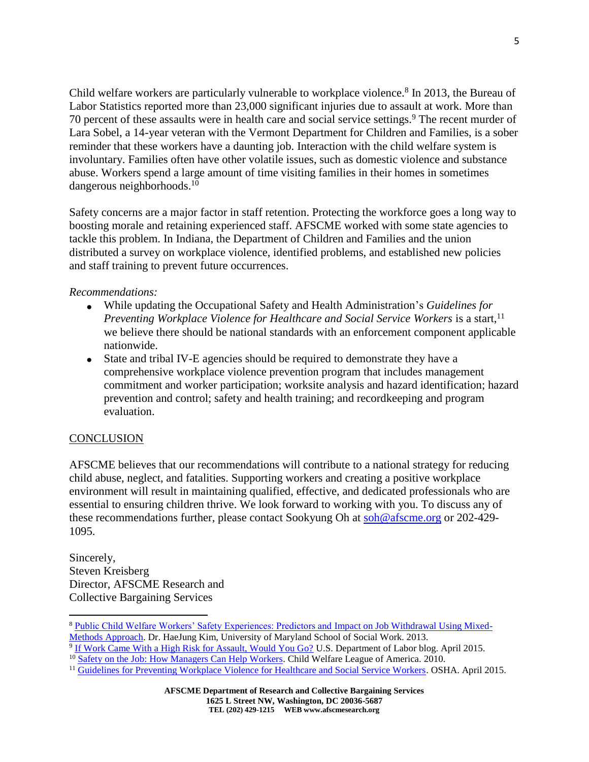Child welfare workers are particularly vulnerable to workplace violence.[8] In 2013, the Bureau of Labor Statistics reported more than 23,000 significant injuries due to assault at work. More than 70 percent of these assaults were in health care and social service settings.[9] The recent murder of Lara Sobel, a 14-year veteran with the Vermont Department for Children and Families, is a sober reminder that these workers have a daunting job. Interaction with the child welfare system is involuntary. Families often have other volatile issues, such as domestic violence and substance abuse. Workers spend a large amount of time visiting families in their homes in sometimes dangerous neighborhoods.[10]

Safety concerns are a major factor in staff retention. Protecting the workforce goes a long way to boosting morale and retaining experienced staff. AFSCME worked with some state agencies to tackle this problem. In Indiana, the Department of Children and Families and the union distributed a survey on workplace violence, identified problems, and established new policies and staff training to prevent future occurrences.

*Recommendations:*

- While updating the Occupational Safety and Health Administration's *Guidelines for Preventing Workplace Violence for Healthcare and Social Service Workers* is a start,[11] we believe there should be national standards with an enforcement component applicable nationwide.
- State and tribal IV-E agencies should be required to demonstrate they have a comprehensive workplace violence prevention program that includes management commitment and worker participation; worksite analysis and hazard identification; hazard prevention and control; safety and health training; and recordkeeping and program evaluation.

## CONCLUSION

AFSCME believes that our recommendations will contribute to a national strategy for reducing child abuse, neglect, and fatalities. Supporting workers and creating a positive workplace environment will result in maintaining qualified, effective, and dedicated professionals who are essential to ensuring children thrive. We look forward to working with you. To discuss any of these recommendations further, please contact Sookyung Oh at soh@afscme.org or 202-429-1095.

Sincerely,
Steven Kreisberg
Director, AFSCME Research and
Collective Bargaining Services

---

[8] Public Child Welfare Workers' Safety Experiences: Predictors and Impact on Job Withdrawal Using Mixed-Methods Approach. Dr. HaeJung Kim, University of Maryland School of Social Work. 2013.

[9] If Work Came With a High Risk for Assault, Would You Go? U.S. Department of Labor blog. April 2015.

[10] Safety on the Job: How Managers Can Help Workers. Child Welfare League of America. 2010.

[11] Guidelines for Preventing Workplace Violence for Healthcare and Social Service Workers. OSHA. April 2015.

**AFSCME Department of Research and Collective Bargaining Services**
**1625 L Street NW, Washington, DC 20036-5687**
**TEL (202) 429-1215 WEB www.afscmesearch.org**